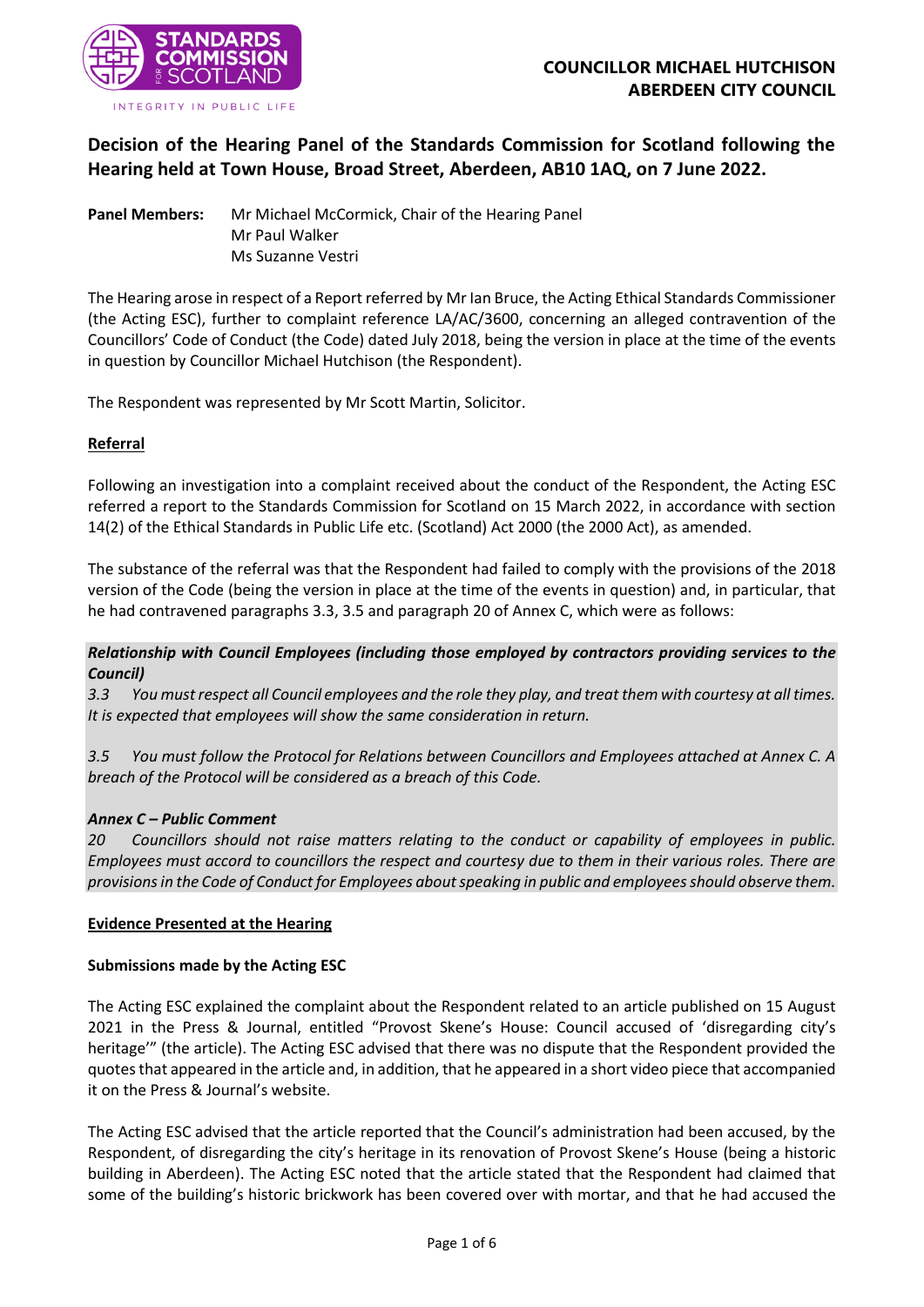**COUNCILLOR MICHAEL HUTCHISON**
**ABERDEEN CITY COUNCIL**

## Decision of the Hearing Panel of the Standards Commission for Scotland following the Hearing held at Town House, Broad Street, Aberdeen, AB10 1AQ, on 7 June 2022.

**Panel Members:** Mr Michael McCormick, Chair of the Hearing Panel
Mr Paul Walker
Ms Suzanne Vestri

The Hearing arose in respect of a Report referred by Mr Ian Bruce, the Acting Ethical Standards Commissioner (the Acting ESC), further to complaint reference LA/AC/3600, concerning an alleged contravention of the Councillors' Code of Conduct (the Code) dated July 2018, being the version in place at the time of the events in question by Councillor Michael Hutchison (the Respondent).

The Respondent was represented by Mr Scott Martin, Solicitor.

### Referral

Following an investigation into a complaint received about the conduct of the Respondent, the Acting ESC referred a report to the Standards Commission for Scotland on 15 March 2022, in accordance with section 14(2) of the Ethical Standards in Public Life etc. (Scotland) Act 2000 (the 2000 Act), as amended.

The substance of the referral was that the Respondent had failed to comply with the provisions of the 2018 version of the Code (being the version in place at the time of the events in question) and, in particular, that he had contravened paragraphs 3.3, 3.5 and paragraph 20 of Annex C, which were as follows:

***Relationship with Council Employees (including those employed by contractors providing services to the Council)***

*3.3 You must respect all Council employees and the role they play, and treat them with courtesy at all times. It is expected that employees will show the same consideration in return.*

*3.5 You must follow the Protocol for Relations between Councillors and Employees attached at Annex C. A breach of the Protocol will be considered as a breach of this Code.*

***Annex C – Public Comment***

*20 Councillors should not raise matters relating to the conduct or capability of employees in public. Employees must accord to councillors the respect and courtesy due to them in their various roles. There are provisions in the Code of Conduct for Employees about speaking in public and employees should observe them.*

### Evidence Presented at the Hearing

#### Submissions made by the Acting ESC

The Acting ESC explained the complaint about the Respondent related to an article published on 15 August 2021 in the Press & Journal, entitled "Provost Skene's House: Council accused of 'disregarding city's heritage'" (the article). The Acting ESC advised that there was no dispute that the Respondent provided the quotes that appeared in the article and, in addition, that he appeared in a short video piece that accompanied it on the Press & Journal's website.

The Acting ESC advised that the article reported that the Council's administration had been accused, by the Respondent, of disregarding the city's heritage in its renovation of Provost Skene's House (being a historic building in Aberdeen). The Acting ESC noted that the article stated that the Respondent had claimed that some of the building's historic brickwork has been covered over with mortar, and that he had accused the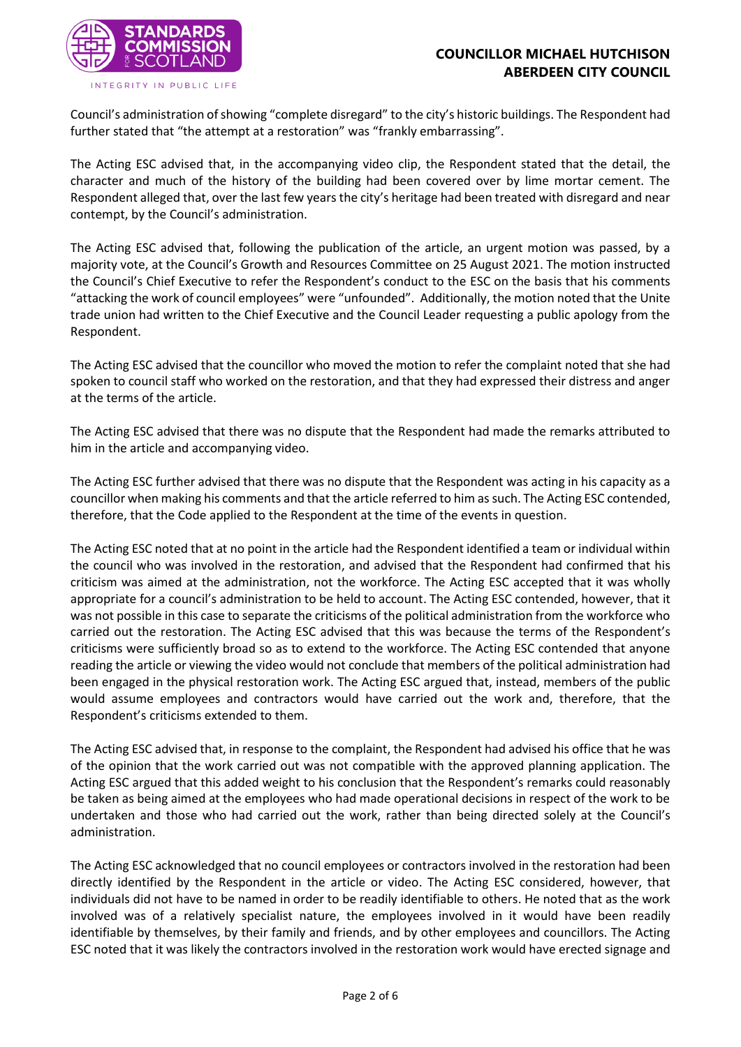Council's administration of showing "complete disregard" to the city's historic buildings. The Respondent had further stated that "the attempt at a restoration" was "frankly embarrassing".

The Acting ESC advised that, in the accompanying video clip, the Respondent stated that the detail, the character and much of the history of the building had been covered over by lime mortar cement. The Respondent alleged that, over the last few years the city's heritage had been treated with disregard and near contempt, by the Council's administration.

The Acting ESC advised that, following the publication of the article, an urgent motion was passed, by a majority vote, at the Council's Growth and Resources Committee on 25 August 2021. The motion instructed the Council's Chief Executive to refer the Respondent's conduct to the ESC on the basis that his comments "attacking the work of council employees" were "unfounded". Additionally, the motion noted that the Unite trade union had written to the Chief Executive and the Council Leader requesting a public apology from the Respondent.

The Acting ESC advised that the councillor who moved the motion to refer the complaint noted that she had spoken to council staff who worked on the restoration, and that they had expressed their distress and anger at the terms of the article.

The Acting ESC advised that there was no dispute that the Respondent had made the remarks attributed to him in the article and accompanying video.

The Acting ESC further advised that there was no dispute that the Respondent was acting in his capacity as a councillor when making his comments and that the article referred to him as such. The Acting ESC contended, therefore, that the Code applied to the Respondent at the time of the events in question.

The Acting ESC noted that at no point in the article had the Respondent identified a team or individual within the council who was involved in the restoration, and advised that the Respondent had confirmed that his criticism was aimed at the administration, not the workforce. The Acting ESC accepted that it was wholly appropriate for a council's administration to be held to account. The Acting ESC contended, however, that it was not possible in this case to separate the criticisms of the political administration from the workforce who carried out the restoration. The Acting ESC advised that this was because the terms of the Respondent's criticisms were sufficiently broad so as to extend to the workforce. The Acting ESC contended that anyone reading the article or viewing the video would not conclude that members of the political administration had been engaged in the physical restoration work. The Acting ESC argued that, instead, members of the public would assume employees and contractors would have carried out the work and, therefore, that the Respondent's criticisms extended to them.

The Acting ESC advised that, in response to the complaint, the Respondent had advised his office that he was of the opinion that the work carried out was not compatible with the approved planning application. The Acting ESC argued that this added weight to his conclusion that the Respondent's remarks could reasonably be taken as being aimed at the employees who had made operational decisions in respect of the work to be undertaken and those who had carried out the work, rather than being directed solely at the Council's administration.

The Acting ESC acknowledged that no council employees or contractors involved in the restoration had been directly identified by the Respondent in the article or video. The Acting ESC considered, however, that individuals did not have to be named in order to be readily identifiable to others. He noted that as the work involved was of a relatively specialist nature, the employees involved in it would have been readily identifiable by themselves, by their family and friends, and by other employees and councillors. The Acting ESC noted that it was likely the contractors involved in the restoration work would have erected signage and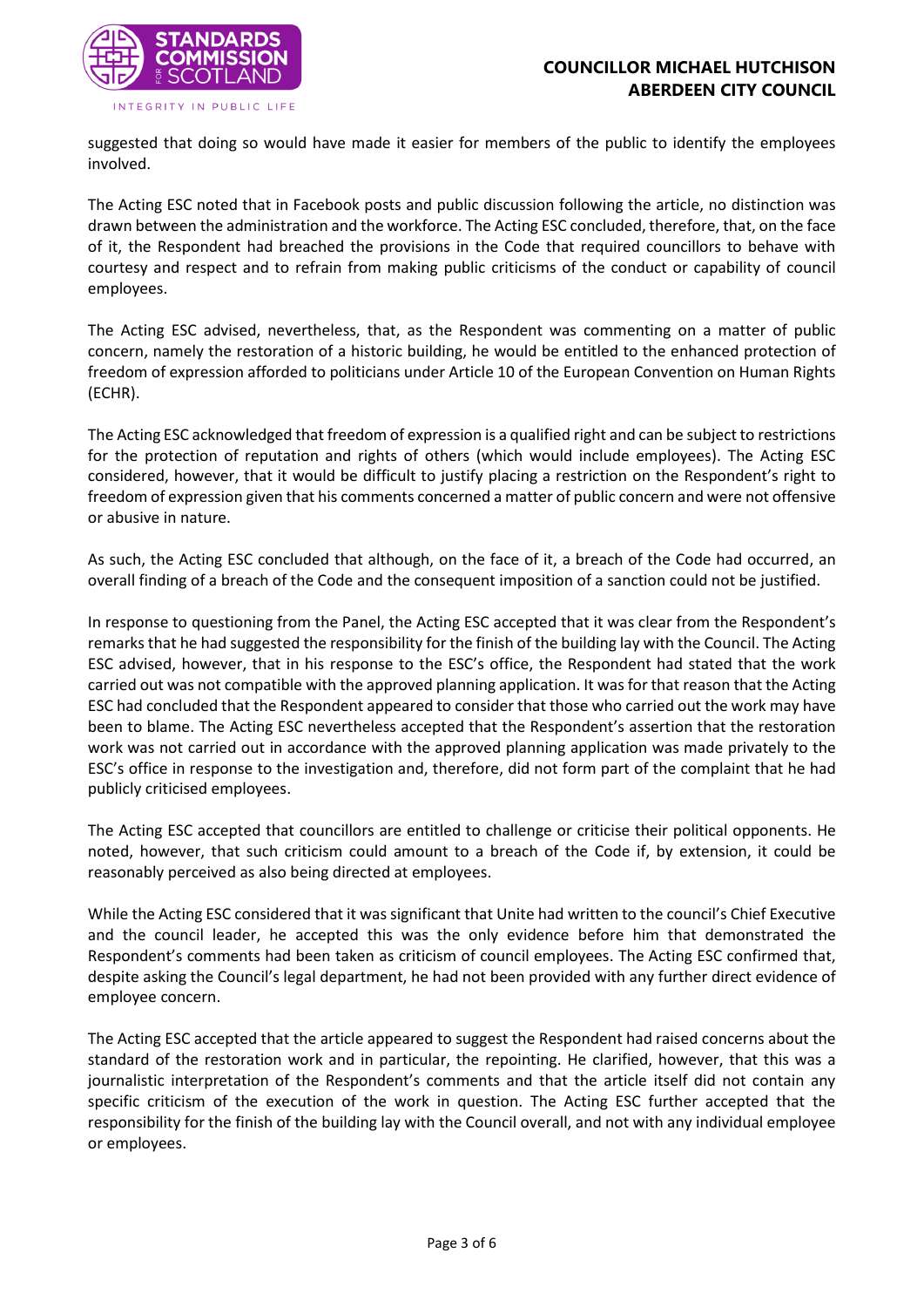suggested that doing so would have made it easier for members of the public to identify the employees involved.

The Acting ESC noted that in Facebook posts and public discussion following the article, no distinction was drawn between the administration and the workforce. The Acting ESC concluded, therefore, that, on the face of it, the Respondent had breached the provisions in the Code that required councillors to behave with courtesy and respect and to refrain from making public criticisms of the conduct or capability of council employees.

The Acting ESC advised, nevertheless, that, as the Respondent was commenting on a matter of public concern, namely the restoration of a historic building, he would be entitled to the enhanced protection of freedom of expression afforded to politicians under Article 10 of the European Convention on Human Rights (ECHR).

The Acting ESC acknowledged that freedom of expression is a qualified right and can be subject to restrictions for the protection of reputation and rights of others (which would include employees). The Acting ESC considered, however, that it would be difficult to justify placing a restriction on the Respondent's right to freedom of expression given that his comments concerned a matter of public concern and were not offensive or abusive in nature.

As such, the Acting ESC concluded that although, on the face of it, a breach of the Code had occurred, an overall finding of a breach of the Code and the consequent imposition of a sanction could not be justified.

In response to questioning from the Panel, the Acting ESC accepted that it was clear from the Respondent's remarks that he had suggested the responsibility for the finish of the building lay with the Council. The Acting ESC advised, however, that in his response to the ESC's office, the Respondent had stated that the work carried out was not compatible with the approved planning application. It was for that reason that the Acting ESC had concluded that the Respondent appeared to consider that those who carried out the work may have been to blame. The Acting ESC nevertheless accepted that the Respondent's assertion that the restoration work was not carried out in accordance with the approved planning application was made privately to the ESC's office in response to the investigation and, therefore, did not form part of the complaint that he had publicly criticised employees.

The Acting ESC accepted that councillors are entitled to challenge or criticise their political opponents. He noted, however, that such criticism could amount to a breach of the Code if, by extension, it could be reasonably perceived as also being directed at employees.

While the Acting ESC considered that it was significant that Unite had written to the council's Chief Executive and the council leader, he accepted this was the only evidence before him that demonstrated the Respondent's comments had been taken as criticism of council employees. The Acting ESC confirmed that, despite asking the Council's legal department, he had not been provided with any further direct evidence of employee concern.

The Acting ESC accepted that the article appeared to suggest the Respondent had raised concerns about the standard of the restoration work and in particular, the repointing. He clarified, however, that this was a journalistic interpretation of the Respondent's comments and that the article itself did not contain any specific criticism of the execution of the work in question. The Acting ESC further accepted that the responsibility for the finish of the building lay with the Council overall, and not with any individual employee or employees.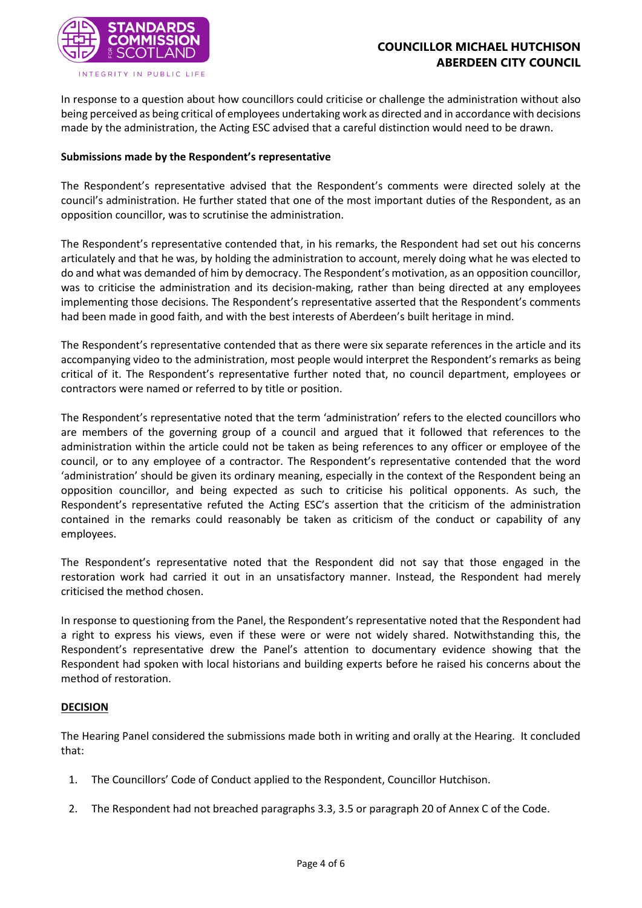In response to a question about how councillors could criticise or challenge the administration without also being perceived as being critical of employees undertaking work as directed and in accordance with decisions made by the administration, the Acting ESC advised that a careful distinction would need to be drawn.

**Submissions made by the Respondent's representative**

The Respondent's representative advised that the Respondent's comments were directed solely at the council's administration. He further stated that one of the most important duties of the Respondent, as an opposition councillor, was to scrutinise the administration.

The Respondent's representative contended that, in his remarks, the Respondent had set out his concerns articulately and that he was, by holding the administration to account, merely doing what he was elected to do and what was demanded of him by democracy. The Respondent's motivation, as an opposition councillor, was to criticise the administration and its decision-making, rather than being directed at any employees implementing those decisions. The Respondent's representative asserted that the Respondent's comments had been made in good faith, and with the best interests of Aberdeen's built heritage in mind.

The Respondent's representative contended that as there were six separate references in the article and its accompanying video to the administration, most people would interpret the Respondent's remarks as being critical of it. The Respondent's representative further noted that, no council department, employees or contractors were named or referred to by title or position.

The Respondent's representative noted that the term 'administration' refers to the elected councillors who are members of the governing group of a council and argued that it followed that references to the administration within the article could not be taken as being references to any officer or employee of the council, or to any employee of a contractor. The Respondent's representative contended that the word 'administration' should be given its ordinary meaning, especially in the context of the Respondent being an opposition councillor, and being expected as such to criticise his political opponents. As such, the Respondent's representative refuted the Acting ESC's assertion that the criticism of the administration contained in the remarks could reasonably be taken as criticism of the conduct or capability of any employees.

The Respondent's representative noted that the Respondent did not say that those engaged in the restoration work had carried it out in an unsatisfactory manner. Instead, the Respondent had merely criticised the method chosen.

In response to questioning from the Panel, the Respondent's representative noted that the Respondent had a right to express his views, even if these were or were not widely shared. Notwithstanding this, the Respondent's representative drew the Panel's attention to documentary evidence showing that the Respondent had spoken with local historians and building experts before he raised his concerns about the method of restoration.

**DECISION**

The Hearing Panel considered the submissions made both in writing and orally at the Hearing. It concluded that:

1. The Councillors' Code of Conduct applied to the Respondent, Councillor Hutchison.
2. The Respondent had not breached paragraphs 3.3, 3.5 or paragraph 20 of Annex C of the Code.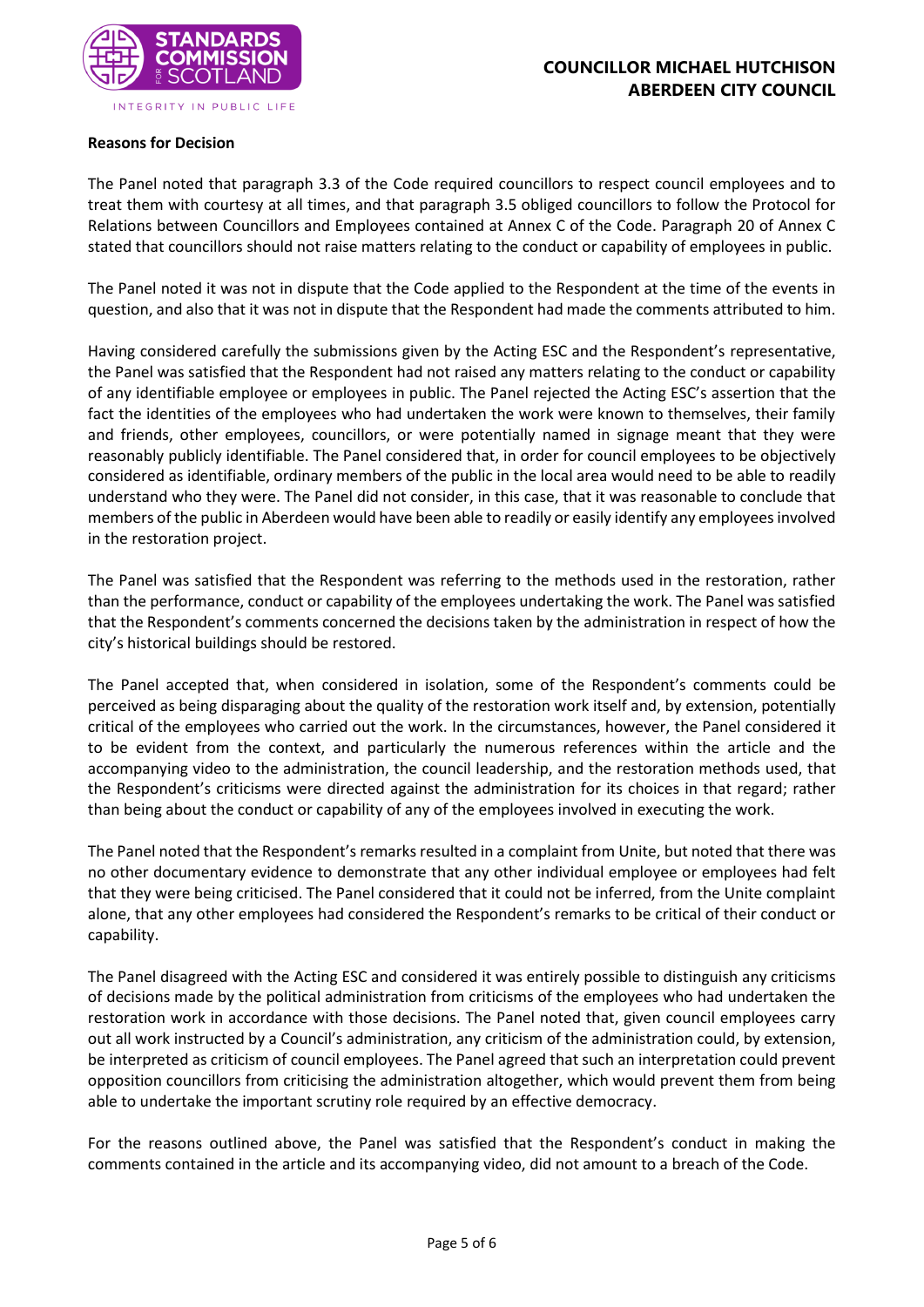**Reasons for Decision**

The Panel noted that paragraph 3.3 of the Code required councillors to respect council employees and to treat them with courtesy at all times, and that paragraph 3.5 obliged councillors to follow the Protocol for Relations between Councillors and Employees contained at Annex C of the Code. Paragraph 20 of Annex C stated that councillors should not raise matters relating to the conduct or capability of employees in public.

The Panel noted it was not in dispute that the Code applied to the Respondent at the time of the events in question, and also that it was not in dispute that the Respondent had made the comments attributed to him.

Having considered carefully the submissions given by the Acting ESC and the Respondent's representative, the Panel was satisfied that the Respondent had not raised any matters relating to the conduct or capability of any identifiable employee or employees in public. The Panel rejected the Acting ESC's assertion that the fact the identities of the employees who had undertaken the work were known to themselves, their family and friends, other employees, councillors, or were potentially named in signage meant that they were reasonably publicly identifiable. The Panel considered that, in order for council employees to be objectively considered as identifiable, ordinary members of the public in the local area would need to be able to readily understand who they were. The Panel did not consider, in this case, that it was reasonable to conclude that members of the public in Aberdeen would have been able to readily or easily identify any employees involved in the restoration project.

The Panel was satisfied that the Respondent was referring to the methods used in the restoration, rather than the performance, conduct or capability of the employees undertaking the work. The Panel was satisfied that the Respondent's comments concerned the decisions taken by the administration in respect of how the city's historical buildings should be restored.

The Panel accepted that, when considered in isolation, some of the Respondent's comments could be perceived as being disparaging about the quality of the restoration work itself and, by extension, potentially critical of the employees who carried out the work. In the circumstances, however, the Panel considered it to be evident from the context, and particularly the numerous references within the article and the accompanying video to the administration, the council leadership, and the restoration methods used, that the Respondent's criticisms were directed against the administration for its choices in that regard; rather than being about the conduct or capability of any of the employees involved in executing the work.

The Panel noted that the Respondent's remarks resulted in a complaint from Unite, but noted that there was no other documentary evidence to demonstrate that any other individual employee or employees had felt that they were being criticised. The Panel considered that it could not be inferred, from the Unite complaint alone, that any other employees had considered the Respondent's remarks to be critical of their conduct or capability.

The Panel disagreed with the Acting ESC and considered it was entirely possible to distinguish any criticisms of decisions made by the political administration from criticisms of the employees who had undertaken the restoration work in accordance with those decisions. The Panel noted that, given council employees carry out all work instructed by a Council's administration, any criticism of the administration could, by extension, be interpreted as criticism of council employees. The Panel agreed that such an interpretation could prevent opposition councillors from criticising the administration altogether, which would prevent them from being able to undertake the important scrutiny role required by an effective democracy.

For the reasons outlined above, the Panel was satisfied that the Respondent's conduct in making the comments contained in the article and its accompanying video, did not amount to a breach of the Code.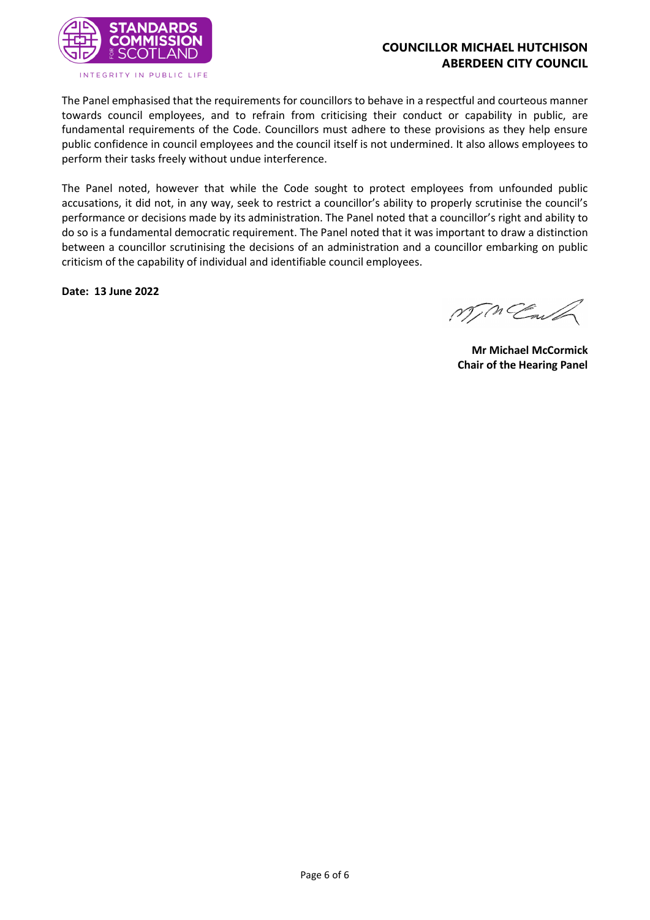The Panel emphasised that the requirements for councillors to behave in a respectful and courteous manner towards council employees, and to refrain from criticising their conduct or capability in public, are fundamental requirements of the Code. Councillors must adhere to these provisions as they help ensure public confidence in council employees and the council itself is not undermined. It also allows employees to perform their tasks freely without undue interference.

The Panel noted, however that while the Code sought to protect employees from unfounded public accusations, it did not, in any way, seek to restrict a councillor's ability to properly scrutinise the council's performance or decisions made by its administration. The Panel noted that a councillor's right and ability to do so is a fundamental democratic requirement. The Panel noted that it was important to draw a distinction between a councillor scrutinising the decisions of an administration and a councillor embarking on public criticism of the capability of individual and identifiable council employees.

**Date: 13 June 2022**

**Mr Michael McCormick**
**Chair of the Hearing Panel**